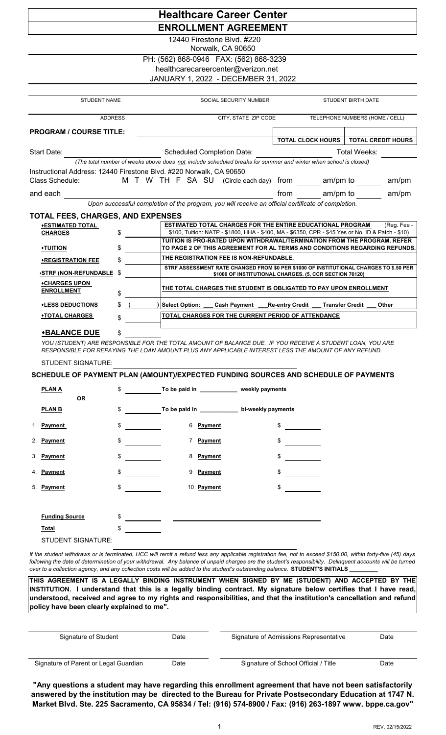# Healthcare Career Center

## ENROLLMENT AGREEMENT

12440 Firestone Blvd. #220
Norwalk, CA 90650

PH: (562) 868-0946 FAX: (562) 868-3239
healthcarecareercenter@verizon.net
JANUARY 1, 2022 - DECEMBER 31, 2022

| STUDENT NAME | SOCIAL SECURITY NUMBER | STUDENT BIRTH DATE |
|---|---|---|
| ADDRESS | CITY, STATE ZIP CODE | TELEPHONE NUMBERS (HOME / CELL) |

**PROGRAM / COURSE TITLE:** ____________________

| TOTAL CLOCK HOURS | TOTAL CREDIT HOURS |
|---|---|
| | |

Start Date: __________ Scheduled Completion Date: __________ Total Weeks: __________

*(The total number of weeks above does not include scheduled breaks for summer and winter when school is closed)*

Instructional Address: 12440 Firestone Blvd. #220 Norwalk, CA 90650

Class Schedule: M T W TH F SA SU (Circle each day) from ______ am/pm to ______ am/pm

and each ____________________ from ______ am/pm to ______ am/pm

*Upon successful completion of the program, you will receive an official certificate of completion.*

### TOTAL FEES, CHARGES, AND EXPENSES

| | | |
|---|---|---|
| ♦**ESTIMATED TOTAL CHARGES** | $ | **ESTIMATED TOTAL CHARGES FOR THE ENTIRE EDUCATIONAL PROGRAM** (Reg. Fee - $100, Tuition: NATP - $1800, HHA - $400, MA - $6350, CPR - $45 Yes or No, ID & Patch - $10) |
| ♦**TUITION** | $ | **TUITION IS PRO-RATED UPON WITHDRAWAL/TERMINATION FROM THE PROGRAM. REFER TO PAGE 2 OF THIS AGREEMENT FOR AL TERMS AND CONDITIONS REGARDING REFUNDS.** |
| ♦**REGISTRATION FEE** | $ | **THE REGISTRATION FEE IS NON-REFUNDABLE.** |
| ♦**STRF (NON-REFUNDABLE** | $ | **STRF ASSESSMENT RATE CHANGED FROM $0 PER $1000 OF INSTITUTIONAL CHARGES TO $.50 PER $1000 OF INSTITUTIONAL CHARGES. (5, CCR SECTION 76120)** |
| ♦**CHARGES UPON ENROLLMENT** | $ | **THE TOTAL CHARGES THE STUDENT IS OBLIGATED TO PAY UPON ENROLLMENT** |
| ♦**LESS DEDUCTIONS** | $ ( ) | **Select Option: ___ Cash Payment ___ Re-entry Credit ___ Transfer Credit ___ Other** |
| ♦**TOTAL CHARGES** | $ | **TOTAL CHARGES FOR THE CURRENT PERIOD OF ATTENDANCE** |

♦**BALANCE DUE** $ __________

*YOU (STUDENT) ARE RESPONSIBLE FOR THE TOTAL AMOUNT OF BALANCE DUE. IF YOU RECEIVE A STUDENT LOAN, YOU ARE RESPONSIBLE FOR REPAYING THE LOAN AMOUNT PLUS ANY APPLICABLE INTEREST LESS THE AMOUNT OF ANY REFUND.*

STUDENT SIGNATURE: ____________________

### SCHEDULE OF PAYMENT PLAN (AMOUNT)/EXPECTED FUNDING SOURCES AND SCHEDULE OF PAYMENTS

**PLAN A** $ ________ **To be paid in ________ weekly payments**

**OR**

**PLAN B** $ ________ **To be paid in ________ bi-weekly payments**

| | | | |
|---|---|---|---|
| 1. **Payment** | $ | 6 **Payment** | $ |
| 2. **Payment** | $ | 7 **Payment** | $ |
| 3. **Payment** | $ | 8 **Payment** | $ |
| 4. **Payment** | $ | 9 **Payment** | $ |
| 5. **Payment** | $ | 10 **Payment** | $ |

**Funding Source** $ ________ ____________________

**Total** $ ________

STUDENT SIGNATURE: ____________________

*If the student withdraws or is terminated, HCC will remit a refund less any applicable registration fee, not to exceed $150.00, within forty-five (45) days following the date of determination of your withdrawal. Any balance of unpaid charges are the student's responsibility. Delinquent accounts will be turned over to a collection agency, and any collection costs will be added to the student's outstanding balance.* **STUDENT'S INITIALS ________**

**THIS AGREEMENT IS A LEGALLY BINDING INSTRUMENT WHEN SIGNED BY ME (STUDENT) AND ACCEPTED BY THE INSTITUTION. I understand that this is a legally binding contract. My signature below certifies that I have read, understood, received and agree to my rights and responsibilities, and that the institution's cancellation and refund policy have been clearly explained to me".**

| | | | |
|---|---|---|---|
| Signature of Student | Date | Signature of Admissions Representative | Date |
| Signature of Parent or Legal Guardian | Date | Signature of School Official / Title | Date |

**"Any questions a student may have regarding this enrollment agreement that have not been satisfactorily answered by the institution may be directed to the Bureau for Private Postsecondary Education at 1747 N. Market Blvd. Ste. 225 Sacramento, CA 95834 / Tel: (916) 574-8900 / Fax: (916) 263-1897 www. bppe.ca.gov"**

REV. 02/15/2022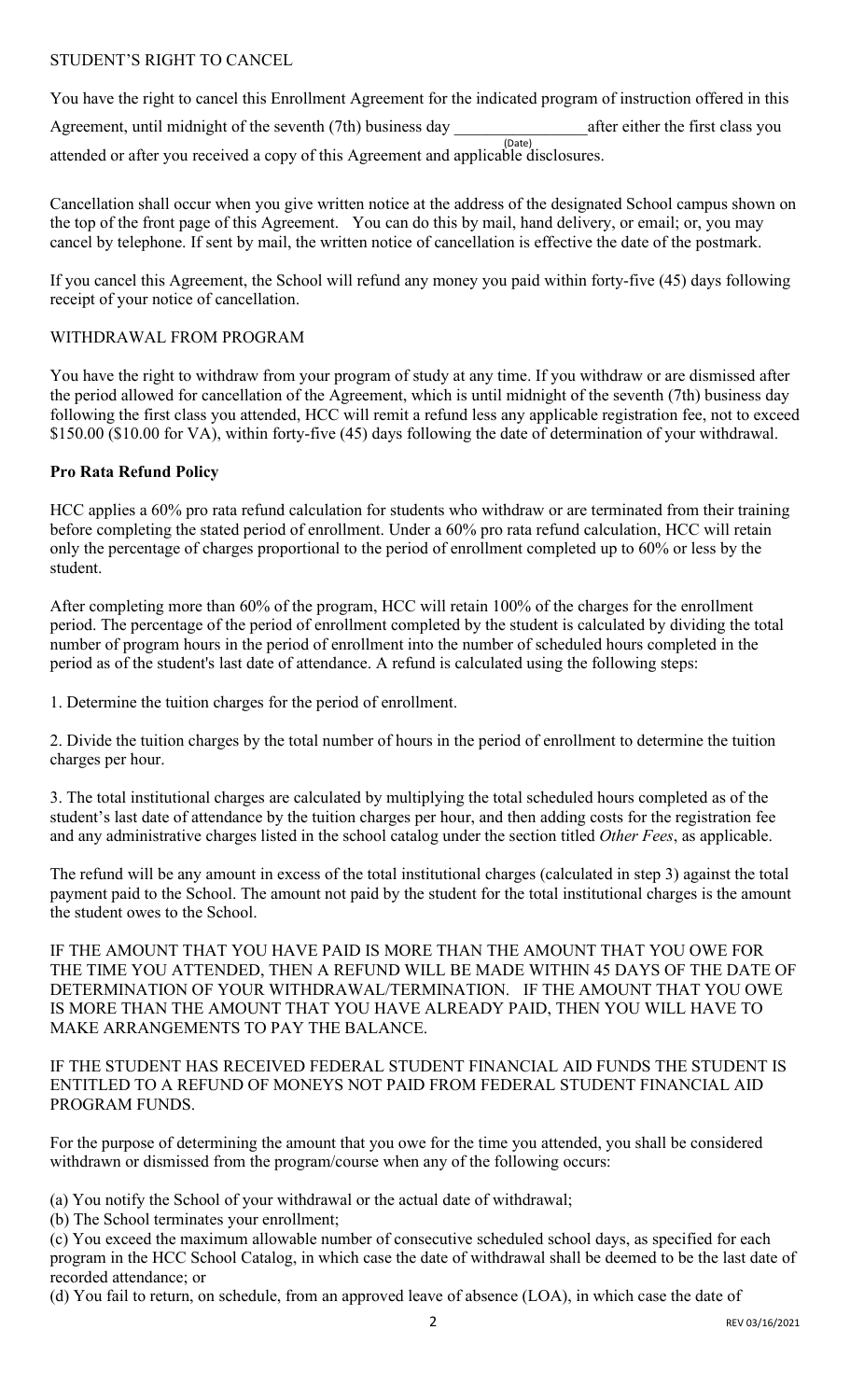STUDENT'S RIGHT TO CANCEL

You have the right to cancel this Enrollment Agreement for the indicated program of instruction offered in this Agreement, until midnight of the seventh (7th) business day ________________ (Date) after either the first class you attended or after you received a copy of this Agreement and applicable disclosures.

Cancellation shall occur when you give written notice at the address of the designated School campus shown on the top of the front page of this Agreement. You can do this by mail, hand delivery, or email; or, you may cancel by telephone. If sent by mail, the written notice of cancellation is effective the date of the postmark.

If you cancel this Agreement, the School will refund any money you paid within forty-five (45) days following receipt of your notice of cancellation.

WITHDRAWAL FROM PROGRAM

You have the right to withdraw from your program of study at any time. If you withdraw or are dismissed after the period allowed for cancellation of the Agreement, which is until midnight of the seventh (7th) business day following the first class you attended, HCC will remit a refund less any applicable registration fee, not to exceed $150.00 ($10.00 for VA), within forty-five (45) days following the date of determination of your withdrawal.

**Pro Rata Refund Policy**

HCC applies a 60% pro rata refund calculation for students who withdraw or are terminated from their training before completing the stated period of enrollment. Under a 60% pro rata refund calculation, HCC will retain only the percentage of charges proportional to the period of enrollment completed up to 60% or less by the student.

After completing more than 60% of the program, HCC will retain 100% of the charges for the enrollment period. The percentage of the period of enrollment completed by the student is calculated by dividing the total number of program hours in the period of enrollment into the number of scheduled hours completed in the period as of the student's last date of attendance. A refund is calculated using the following steps:

1. Determine the tuition charges for the period of enrollment.

2. Divide the tuition charges by the total number of hours in the period of enrollment to determine the tuition charges per hour.

3. The total institutional charges are calculated by multiplying the total scheduled hours completed as of the student's last date of attendance by the tuition charges per hour, and then adding costs for the registration fee and any administrative charges listed in the school catalog under the section titled *Other Fees*, as applicable.

The refund will be any amount in excess of the total institutional charges (calculated in step 3) against the total payment paid to the School. The amount not paid by the student for the total institutional charges is the amount the student owes to the School.

IF THE AMOUNT THAT YOU HAVE PAID IS MORE THAN THE AMOUNT THAT YOU OWE FOR THE TIME YOU ATTENDED, THEN A REFUND WILL BE MADE WITHIN 45 DAYS OF THE DATE OF DETERMINATION OF YOUR WITHDRAWAL/TERMINATION. IF THE AMOUNT THAT YOU OWE IS MORE THAN THE AMOUNT THAT YOU HAVE ALREADY PAID, THEN YOU WILL HAVE TO MAKE ARRANGEMENTS TO PAY THE BALANCE.

IF THE STUDENT HAS RECEIVED FEDERAL STUDENT FINANCIAL AID FUNDS THE STUDENT IS ENTITLED TO A REFUND OF MONEYS NOT PAID FROM FEDERAL STUDENT FINANCIAL AID PROGRAM FUNDS.

For the purpose of determining the amount that you owe for the time you attended, you shall be considered withdrawn or dismissed from the program/course when any of the following occurs:

(a) You notify the School of your withdrawal or the actual date of withdrawal;
(b) The School terminates your enrollment;
(c) You exceed the maximum allowable number of consecutive scheduled school days, as specified for each program in the HCC School Catalog, in which case the date of withdrawal shall be deemed to be the last date of recorded attendance; or
(d) You fail to return, on schedule, from an approved leave of absence (LOA), in which case the date of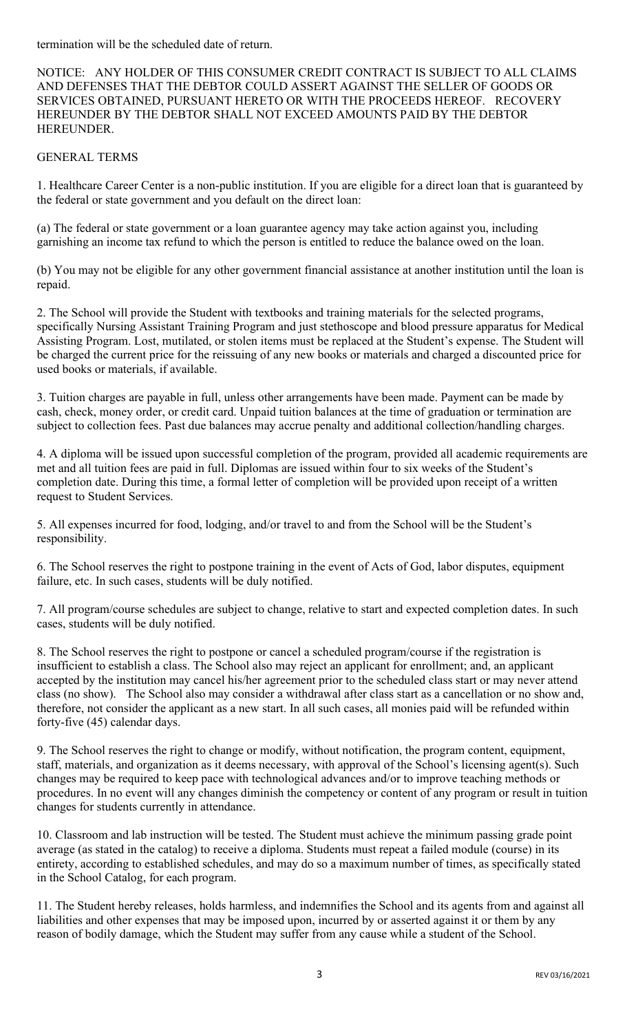termination will be the scheduled date of return.

NOTICE: ANY HOLDER OF THIS CONSUMER CREDIT CONTRACT IS SUBJECT TO ALL CLAIMS AND DEFENSES THAT THE DEBTOR COULD ASSERT AGAINST THE SELLER OF GOODS OR SERVICES OBTAINED, PURSUANT HERETO OR WITH THE PROCEEDS HEREOF. RECOVERY HEREUNDER BY THE DEBTOR SHALL NOT EXCEED AMOUNTS PAID BY THE DEBTOR HEREUNDER.

## GENERAL TERMS

1. Healthcare Career Center is a non-public institution. If you are eligible for a direct loan that is guaranteed by the federal or state government and you default on the direct loan:

(a) The federal or state government or a loan guarantee agency may take action against you, including garnishing an income tax refund to which the person is entitled to reduce the balance owed on the loan.

(b) You may not be eligible for any other government financial assistance at another institution until the loan is repaid.

2. The School will provide the Student with textbooks and training materials for the selected programs, specifically Nursing Assistant Training Program and just stethoscope and blood pressure apparatus for Medical Assisting Program. Lost, mutilated, or stolen items must be replaced at the Student's expense. The Student will be charged the current price for the reissuing of any new books or materials and charged a discounted price for used books or materials, if available.

3. Tuition charges are payable in full, unless other arrangements have been made. Payment can be made by cash, check, money order, or credit card. Unpaid tuition balances at the time of graduation or termination are subject to collection fees. Past due balances may accrue penalty and additional collection/handling charges.

4. A diploma will be issued upon successful completion of the program, provided all academic requirements are met and all tuition fees are paid in full. Diplomas are issued within four to six weeks of the Student's completion date. During this time, a formal letter of completion will be provided upon receipt of a written request to Student Services.

5. All expenses incurred for food, lodging, and/or travel to and from the School will be the Student's responsibility.

6. The School reserves the right to postpone training in the event of Acts of God, labor disputes, equipment failure, etc. In such cases, students will be duly notified.

7. All program/course schedules are subject to change, relative to start and expected completion dates. In such cases, students will be duly notified.

8. The School reserves the right to postpone or cancel a scheduled program/course if the registration is insufficient to establish a class. The School also may reject an applicant for enrollment; and, an applicant accepted by the institution may cancel his/her agreement prior to the scheduled class start or may never attend class (no show). The School also may consider a withdrawal after class start as a cancellation or no show and, therefore, not consider the applicant as a new start. In all such cases, all monies paid will be refunded within forty-five (45) calendar days.

9. The School reserves the right to change or modify, without notification, the program content, equipment, staff, materials, and organization as it deems necessary, with approval of the School's licensing agent(s). Such changes may be required to keep pace with technological advances and/or to improve teaching methods or procedures. In no event will any changes diminish the competency or content of any program or result in tuition changes for students currently in attendance.

10. Classroom and lab instruction will be tested. The Student must achieve the minimum passing grade point average (as stated in the catalog) to receive a diploma. Students must repeat a failed module (course) in its entirety, according to established schedules, and may do so a maximum number of times, as specifically stated in the School Catalog, for each program.

11. The Student hereby releases, holds harmless, and indemnifies the School and its agents from and against all liabilities and other expenses that may be imposed upon, incurred by or asserted against it or them by any reason of bodily damage, which the Student may suffer from any cause while a student of the School.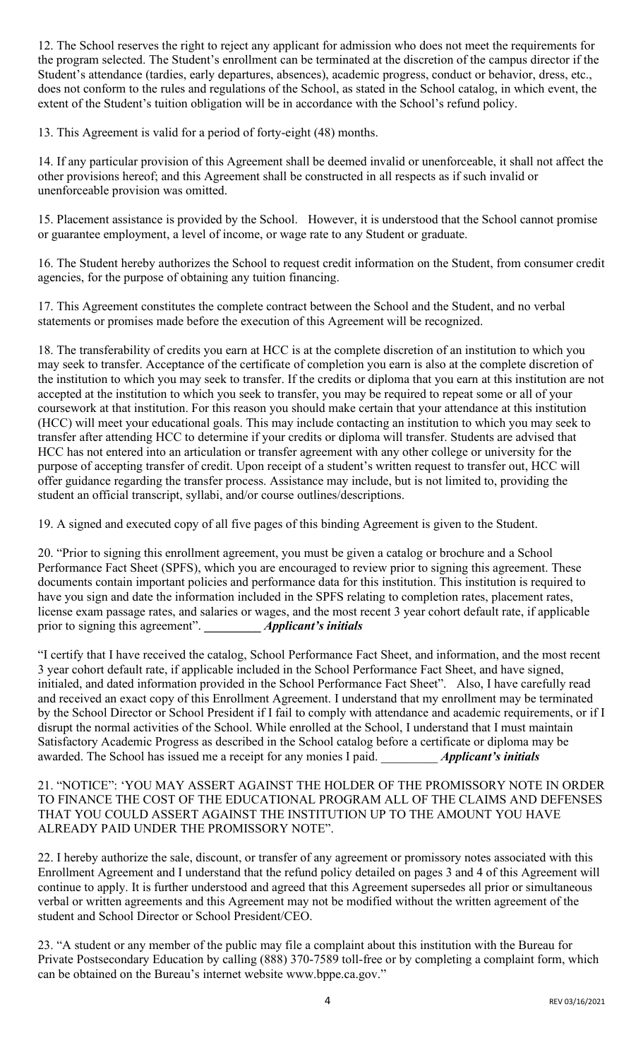12. The School reserves the right to reject any applicant for admission who does not meet the requirements for the program selected. The Student's enrollment can be terminated at the discretion of the campus director if the Student's attendance (tardies, early departures, absences), academic progress, conduct or behavior, dress, etc., does not conform to the rules and regulations of the School, as stated in the School catalog, in which event, the extent of the Student's tuition obligation will be in accordance with the School's refund policy.

13. This Agreement is valid for a period of forty-eight (48) months.

14. If any particular provision of this Agreement shall be deemed invalid or unenforceable, it shall not affect the other provisions hereof; and this Agreement shall be constructed in all respects as if such invalid or unenforceable provision was omitted.

15. Placement assistance is provided by the School. However, it is understood that the School cannot promise or guarantee employment, a level of income, or wage rate to any Student or graduate.

16. The Student hereby authorizes the School to request credit information on the Student, from consumer credit agencies, for the purpose of obtaining any tuition financing.

17. This Agreement constitutes the complete contract between the School and the Student, and no verbal statements or promises made before the execution of this Agreement will be recognized.

18. The transferability of credits you earn at HCC is at the complete discretion of an institution to which you may seek to transfer. Acceptance of the certificate of completion you earn is also at the complete discretion of the institution to which you may seek to transfer. If the credits or diploma that you earn at this institution are not accepted at the institution to which you seek to transfer, you may be required to repeat some or all of your coursework at that institution. For this reason you should make certain that your attendance at this institution (HCC) will meet your educational goals. This may include contacting an institution to which you may seek to transfer after attending HCC to determine if your credits or diploma will transfer. Students are advised that HCC has not entered into an articulation or transfer agreement with any other college or university for the purpose of accepting transfer of credit. Upon receipt of a student's written request to transfer out, HCC will offer guidance regarding the transfer process. Assistance may include, but is not limited to, providing the student an official transcript, syllabi, and/or course outlines/descriptions.

19. A signed and executed copy of all five pages of this binding Agreement is given to the Student.

20. "Prior to signing this enrollment agreement, you must be given a catalog or brochure and a School Performance Fact Sheet (SPFS), which you are encouraged to review prior to signing this agreement. These documents contain important policies and performance data for this institution. This institution is required to have you sign and date the information included in the SPFS relating to completion rates, placement rates, license exam passage rates, and salaries or wages, and the most recent 3 year cohort default rate, if applicable prior to signing this agreement". _________ ***Applicant's initials***

"I certify that I have received the catalog, School Performance Fact Sheet, and information, and the most recent 3 year cohort default rate, if applicable included in the School Performance Fact Sheet, and have signed, initialed, and dated information provided in the School Performance Fact Sheet". Also, I have carefully read and received an exact copy of this Enrollment Agreement. I understand that my enrollment may be terminated by the School Director or School President if I fail to comply with attendance and academic requirements, or if I disrupt the normal activities of the School. While enrolled at the School, I understand that I must maintain Satisfactory Academic Progress as described in the School catalog before a certificate or diploma may be awarded. The School has issued me a receipt for any monies I paid. _________ ***Applicant's initials***

21. "NOTICE": 'YOU MAY ASSERT AGAINST THE HOLDER OF THE PROMISSORY NOTE IN ORDER TO FINANCE THE COST OF THE EDUCATIONAL PROGRAM ALL OF THE CLAIMS AND DEFENSES THAT YOU COULD ASSERT AGAINST THE INSTITUTION UP TO THE AMOUNT YOU HAVE ALREADY PAID UNDER THE PROMISSORY NOTE".

22. I hereby authorize the sale, discount, or transfer of any agreement or promissory notes associated with this Enrollment Agreement and I understand that the refund policy detailed on pages 3 and 4 of this Agreement will continue to apply. It is further understood and agreed that this Agreement supersedes all prior or simultaneous verbal or written agreements and this Agreement may not be modified without the written agreement of the student and School Director or School President/CEO.

23. "A student or any member of the public may file a complaint about this institution with the Bureau for Private Postsecondary Education by calling (888) 370-7589 toll-free or by completing a complaint form, which can be obtained on the Bureau's internet website www.bppe.ca.gov."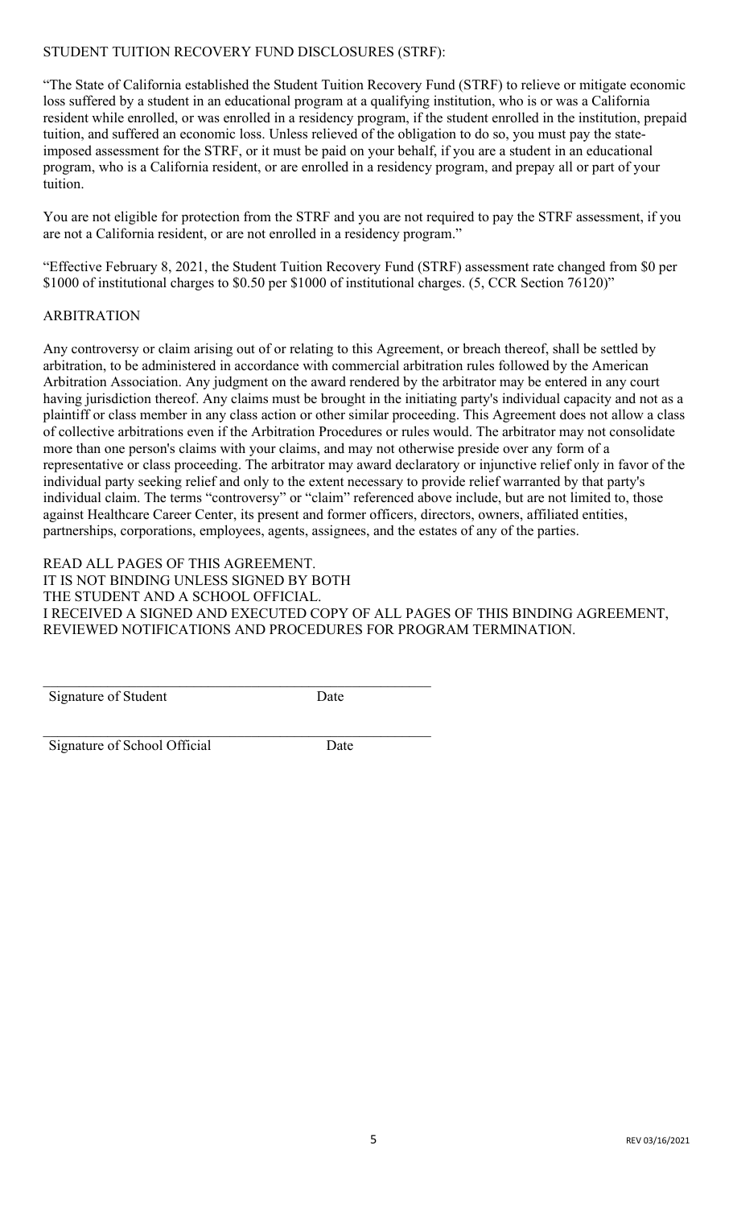## STUDENT TUITION RECOVERY FUND DISCLOSURES (STRF):

"The State of California established the Student Tuition Recovery Fund (STRF) to relieve or mitigate economic loss suffered by a student in an educational program at a qualifying institution, who is or was a California resident while enrolled, or was enrolled in a residency program, if the student enrolled in the institution, prepaid tuition, and suffered an economic loss. Unless relieved of the obligation to do so, you must pay the state-imposed assessment for the STRF, or it must be paid on your behalf, if you are a student in an educational program, who is a California resident, or are enrolled in a residency program, and prepay all or part of your tuition.

You are not eligible for protection from the STRF and you are not required to pay the STRF assessment, if you are not a California resident, or are not enrolled in a residency program."

"Effective February 8, 2021, the Student Tuition Recovery Fund (STRF) assessment rate changed from $0 per $1000 of institutional charges to $0.50 per $1000 of institutional charges. (5, CCR Section 76120)"

## ARBITRATION

Any controversy or claim arising out of or relating to this Agreement, or breach thereof, shall be settled by arbitration, to be administered in accordance with commercial arbitration rules followed by the American Arbitration Association. Any judgment on the award rendered by the arbitrator may be entered in any court having jurisdiction thereof. Any claims must be brought in the initiating party's individual capacity and not as a plaintiff or class member in any class action or other similar proceeding. This Agreement does not allow a class of collective arbitrations even if the Arbitration Procedures or rules would. The arbitrator may not consolidate more than one person's claims with your claims, and may not otherwise preside over any form of a representative or class proceeding. The arbitrator may award declaratory or injunctive relief only in favor of the individual party seeking relief and only to the extent necessary to provide relief warranted by that party's individual claim. The terms "controversy" or "claim" referenced above include, but are not limited to, those against Healthcare Career Center, its present and former officers, directors, owners, affiliated entities, partnerships, corporations, employees, agents, assignees, and the estates of any of the parties.

READ ALL PAGES OF THIS AGREEMENT.
IT IS NOT BINDING UNLESS SIGNED BY BOTH
THE STUDENT AND A SCHOOL OFFICIAL.
I RECEIVED A SIGNED AND EXECUTED COPY OF ALL PAGES OF THIS BINDING AGREEMENT, REVIEWED NOTIFICATIONS AND PROCEDURES FOR PROGRAM TERMINATION.

\_\_\_\_\_\_\_\_\_\_\_\_\_\_\_\_\_\_\_\_\_\_\_\_\_\_\_\_\_\_\_\_\_\_\_\_\_\_\_\_\_\_\_\_\_\_\_\_

Signature of Student Date

\_\_\_\_\_\_\_\_\_\_\_\_\_\_\_\_\_\_\_\_\_\_\_\_\_\_\_\_\_\_\_\_\_\_\_\_\_\_\_\_\_\_\_\_\_\_\_\_

Signature of School Official Date